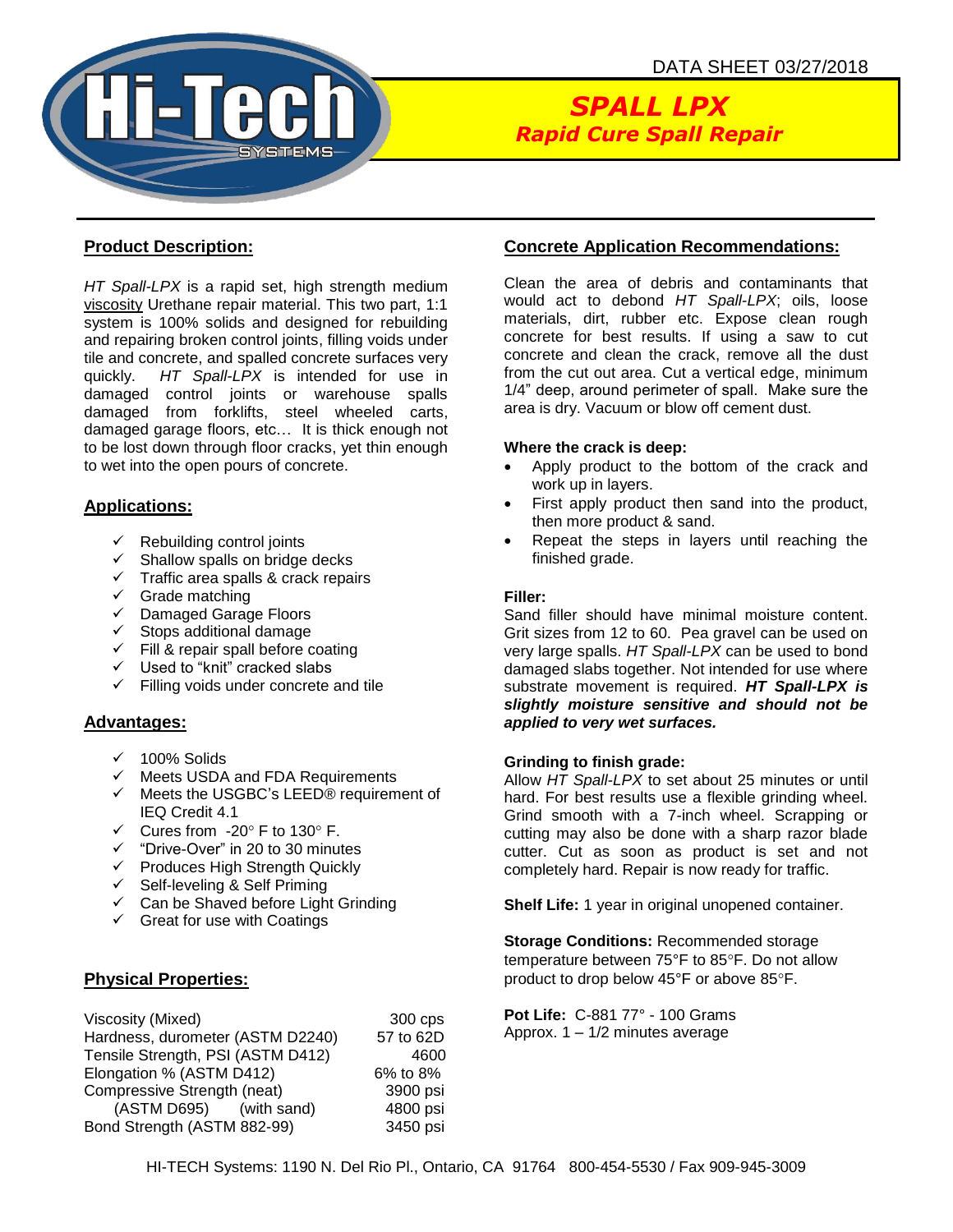DATA SHEET 03/27/2018

# *SPALL LPX*

## *Rapid Cure Spall Repair*

## Product Description:

*HT Spall-LPX* is a rapid set, high strength medium viscosity Urethane repair material. This two part, 1:1 system is 100% solids and designed for rebuilding and repairing broken control joints, filling voids under tile and concrete, and spalled concrete surfaces very quickly. *HT Spall-LPX* is intended for use in damaged control joints or warehouse spalls damaged from forklifts, steel wheeled carts, damaged garage floors, etc… It is thick enough not to be lost down through floor cracks, yet thin enough to wet into the open pours of concrete.

## Applications:

- ✓ Rebuilding control joints
- ✓ Shallow spalls on bridge decks
- ✓ Traffic area spalls & crack repairs
- ✓ Grade matching
- ✓ Damaged Garage Floors
- ✓ Stops additional damage
- ✓ Fill & repair spall before coating
- ✓ Used to "knit" cracked slabs
- ✓ Filling voids under concrete and tile

## Advantages:

- ✓ 100% Solids
- ✓ Meets USDA and FDA Requirements
- ✓ Meets the USGBC's LEED® requirement of IEQ Credit 4.1
- ✓ Cures from -20° F to 130° F.
- ✓ "Drive-Over" in 20 to 30 minutes
- ✓ Produces High Strength Quickly
- ✓ Self-leveling & Self Priming
- ✓ Can be Shaved before Light Grinding
- ✓ Great for use with Coatings

## Physical Properties:

| Property | Value |
|---|---|
| Viscosity (Mixed) | 300 cps |
| Hardness, durometer (ASTM D2240) | 57 to 62D |
| Tensile Strength, PSI (ASTM D412) | 4600 |
| Elongation % (ASTM D412) | 6% to 8% |
| Compressive Strength (neat) | 3900 psi |
| (ASTM D695) (with sand) | 4800 psi |
| Bond Strength (ASTM 882-99) | 3450 psi |

## Concrete Application Recommendations:

Clean the area of debris and contaminants that would act to debond *HT Spall-LPX*; oils, loose materials, dirt, rubber etc. Expose clean rough concrete for best results. If using a saw to cut concrete and clean the crack, remove all the dust from the cut out area. Cut a vertical edge, minimum 1/4" deep, around perimeter of spall. Make sure the area is dry. Vacuum or blow off cement dust.

**Where the crack is deep:**

- Apply product to the bottom of the crack and work up in layers.
- First apply product then sand into the product, then more product & sand.
- Repeat the steps in layers until reaching the finished grade.

**Filler:**
Sand filler should have minimal moisture content. Grit sizes from 12 to 60. Pea gravel can be used on very large spalls. *HT Spall-LPX* can be used to bond damaged slabs together. Not intended for use where substrate movement is required. ***HT Spall-LPX is slightly moisture sensitive and should not be applied to very wet surfaces.***

**Grinding to finish grade:**
Allow *HT Spall-LPX* to set about 25 minutes or until hard. For best results use a flexible grinding wheel. Grind smooth with a 7-inch wheel. Scrapping or cutting may also be done with a sharp razor blade cutter. Cut as soon as product is set and not completely hard. Repair is now ready for traffic.

**Shelf Life:** 1 year in original unopened container.

**Storage Conditions:** Recommended storage temperature between 75°F to 85°F. Do not allow product to drop below 45°F or above 85°F.

**Pot Life:** C-881 77° - 100 Grams
Approx. 1 – 1/2 minutes average

HI-TECH Systems: 1190 N. Del Rio Pl., Ontario, CA 91764 800-454-5530 / Fax 909-945-3009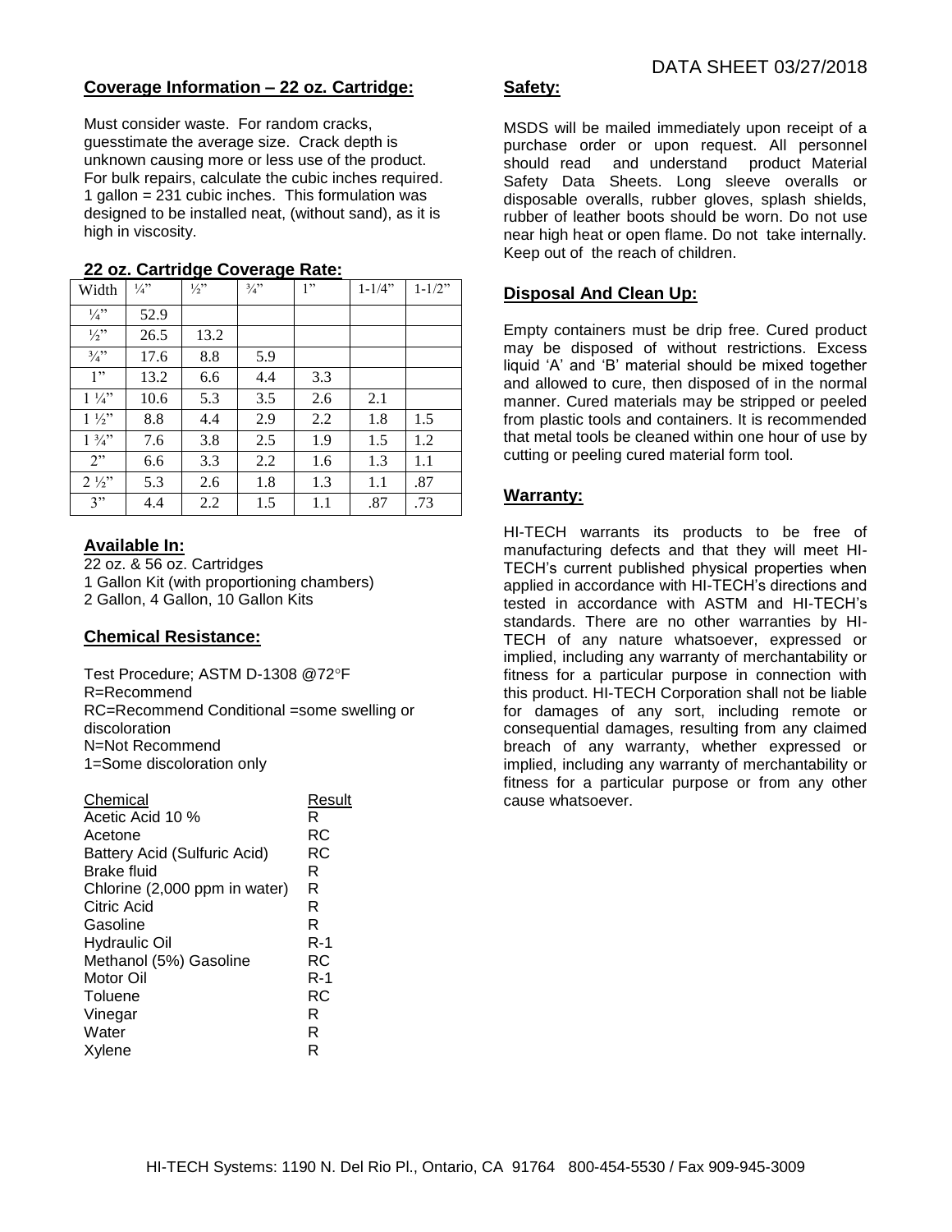DATA SHEET 03/27/2018

## Coverage Information – 22 oz. Cartridge:

Must consider waste. For random cracks, guesstimate the average size. Crack depth is unknown causing more or less use of the product. For bulk repairs, calculate the cubic inches required. 1 gallon = 231 cubic inches. This formulation was designed to be installed neat, (without sand), as it is high in viscosity.

### 22 oz. Cartridge Coverage Rate:

| Width | ¼" | ½" | ¾" | 1" | 1-1/4" | 1-1/2" |
|---|---|---|---|---|---|---|
| ¼" | 52.9 | | | | | |
| ½" | 26.5 | 13.2 | | | | |
| ¾" | 17.6 | 8.8 | 5.9 | | | |
| 1" | 13.2 | 6.6 | 4.4 | 3.3 | | |
| 1 ¼" | 10.6 | 5.3 | 3.5 | 2.6 | 2.1 | |
| 1 ½" | 8.8 | 4.4 | 2.9 | 2.2 | 1.8 | 1.5 |
| 1 ¾" | 7.6 | 3.8 | 2.5 | 1.9 | 1.5 | 1.2 |
| 2" | 6.6 | 3.3 | 2.2 | 1.6 | 1.3 | 1.1 |
| 2 ½" | 5.3 | 2.6 | 1.8 | 1.3 | 1.1 | .87 |
| 3" | 4.4 | 2.2 | 1.5 | 1.1 | .87 | .73 |

## Available In:

22 oz. & 56 oz. Cartridges
1 Gallon Kit (with proportioning chambers)
2 Gallon, 4 Gallon, 10 Gallon Kits

## Chemical Resistance:

Test Procedure; ASTM D-1308 @72°F
R=Recommend
RC=Recommend Conditional =some swelling or discoloration
N=Not Recommend
1=Some discoloration only

| Chemical | Result |
|---|---|
| Acetic Acid 10 % | R |
| Acetone | RC |
| Battery Acid (Sulfuric Acid) | RC |
| Brake fluid | R |
| Chlorine (2,000 ppm in water) | R |
| Citric Acid | R |
| Gasoline | R |
| Hydraulic Oil | R-1 |
| Methanol (5%) Gasoline | RC |
| Motor Oil | R-1 |
| Toluene | RC |
| Vinegar | R |
| Water | R |
| Xylene | R |

## Safety:

MSDS will be mailed immediately upon receipt of a purchase order or upon request. All personnel should read and understand product Material Safety Data Sheets. Long sleeve overalls or disposable overalls, rubber gloves, splash shields, rubber of leather boots should be worn. Do not use near high heat or open flame. Do not take internally. Keep out of the reach of children.

## Disposal And Clean Up:

Empty containers must be drip free. Cured product may be disposed of without restrictions. Excess liquid 'A' and 'B' material should be mixed together and allowed to cure, then disposed of in the normal manner. Cured materials may be stripped or peeled from plastic tools and containers. It is recommended that metal tools be cleaned within one hour of use by cutting or peeling cured material form tool.

## Warranty:

HI-TECH warrants its products to be free of manufacturing defects and that they will meet HI-TECH's current published physical properties when applied in accordance with HI-TECH's directions and tested in accordance with ASTM and HI-TECH's standards. There are no other warranties by HI-TECH of any nature whatsoever, expressed or implied, including any warranty of merchantability or fitness for a particular purpose in connection with this product. HI-TECH Corporation shall not be liable for damages of any sort, including remote or consequential damages, resulting from any claimed breach of any warranty, whether expressed or implied, including any warranty of merchantability or fitness for a particular purpose or from any other cause whatsoever.

HI-TECH Systems: 1190 N. Del Rio Pl., Ontario, CA 91764 800-454-5530 / Fax 909-945-3009